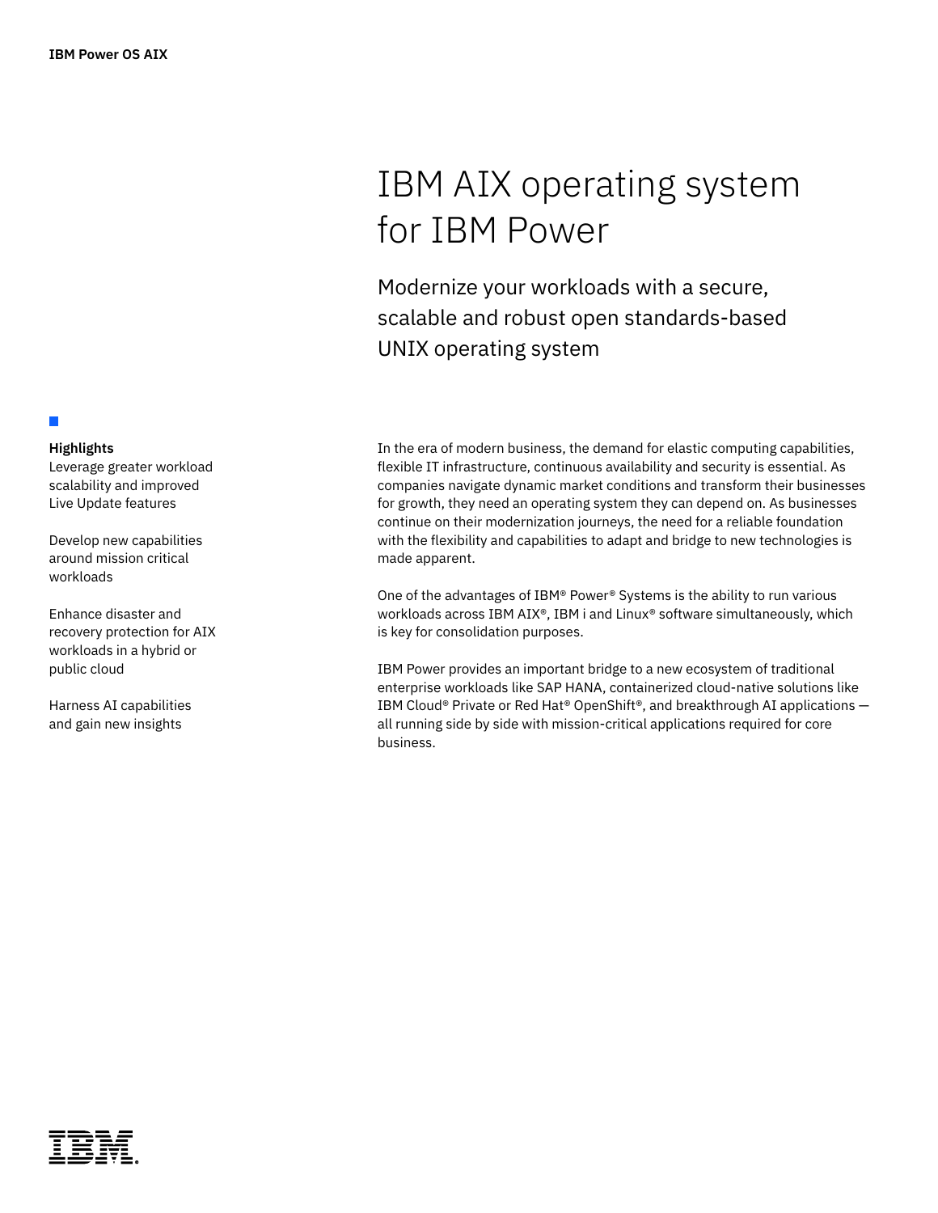# IBM AIX operating system for IBM Power

## Modernize your workloads with a secure, scalable and robust open standards-based UNIX operating system

**Highlights**

Leverage greater workload scalability and improved Live Update features

Develop new capabilities around mission critical workloads

Enhance disaster and recovery protection for AIX workloads in a hybrid or public cloud

Harness AI capabilities and gain new insights

In the era of modern business, the demand for elastic computing capabilities, flexible IT infrastructure, continuous availability and security is essential. As companies navigate dynamic market conditions and transform their businesses for growth, they need an operating system they can depend on. As businesses continue on their modernization journeys, the need for a reliable foundation with the flexibility and capabilities to adapt and bridge to new technologies is made apparent.

One of the advantages of IBM® Power® Systems is the ability to run various workloads across IBM AIX®, IBM i and Linux® software simultaneously, which is key for consolidation purposes.

IBM Power provides an important bridge to a new ecosystem of traditional enterprise workloads like SAP HANA, containerized cloud-native solutions like IBM Cloud® Private or Red Hat® OpenShift®, and breakthrough AI applications — all running side by side with mission-critical applications required for core business.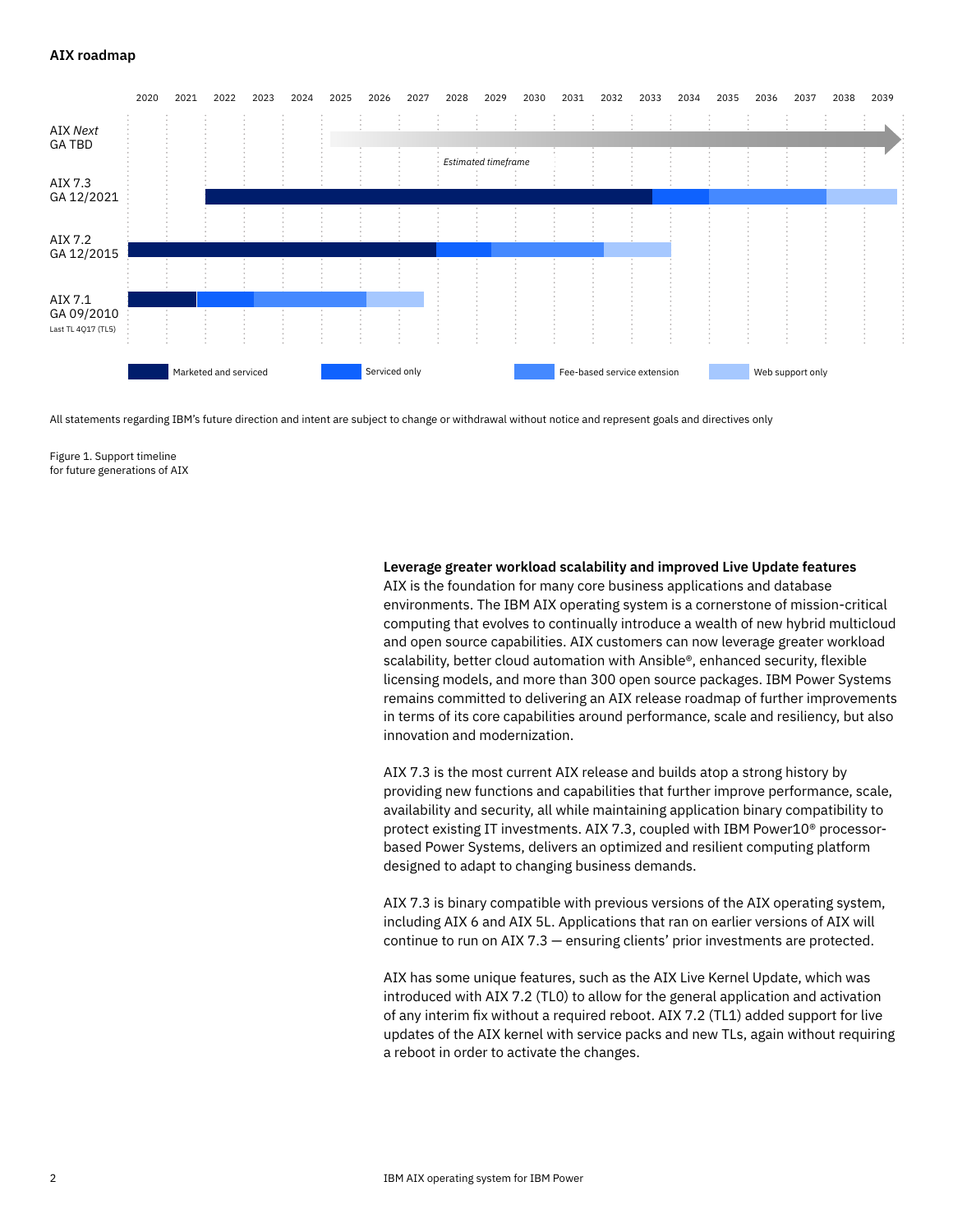**AIX roadmap**

2020 2021 2022 2023 2024 2025 2026 2027 2028 2029 2030 2031 2032 2033 2034 2035 2036 2037 2038 2039

AIX *Next*
GA TBD

*Estimated timeframe*

AIX 7.3
GA 12/2021

AIX 7.2
GA 12/2015

AIX 7.1
GA 09/2010
Last TL 4Q17 (TL5)

Marketed and serviced | Serviced only | Fee-based service extension | Web support only

All statements regarding IBM's future direction and intent are subject to change or withdrawal without notice and represent goals and directives only

Figure 1. Support timeline for future generations of AIX

**Leverage greater workload scalability and improved Live Update features**

AIX is the foundation for many core business applications and database environments. The IBM AIX operating system is a cornerstone of mission-critical computing that evolves to continually introduce a wealth of new hybrid multicloud and open source capabilities. AIX customers can now leverage greater workload scalability, better cloud automation with Ansible®, enhanced security, flexible licensing models, and more than 300 open source packages. IBM Power Systems remains committed to delivering an AIX release roadmap of further improvements in terms of its core capabilities around performance, scale and resiliency, but also innovation and modernization.

AIX 7.3 is the most current AIX release and builds atop a strong history by providing new functions and capabilities that further improve performance, scale, availability and security, all while maintaining application binary compatibility to protect existing IT investments. AIX 7.3, coupled with IBM Power10® processor-based Power Systems, delivers an optimized and resilient computing platform designed to adapt to changing business demands.

AIX 7.3 is binary compatible with previous versions of the AIX operating system, including AIX 6 and AIX 5L. Applications that ran on earlier versions of AIX will continue to run on AIX 7.3 — ensuring clients' prior investments are protected.

AIX has some unique features, such as the AIX Live Kernel Update, which was introduced with AIX 7.2 (TL0) to allow for the general application and activation of any interim fix without a required reboot. AIX 7.2 (TL1) added support for live updates of the AIX kernel with service packs and new TLs, again without requiring a reboot in order to activate the changes.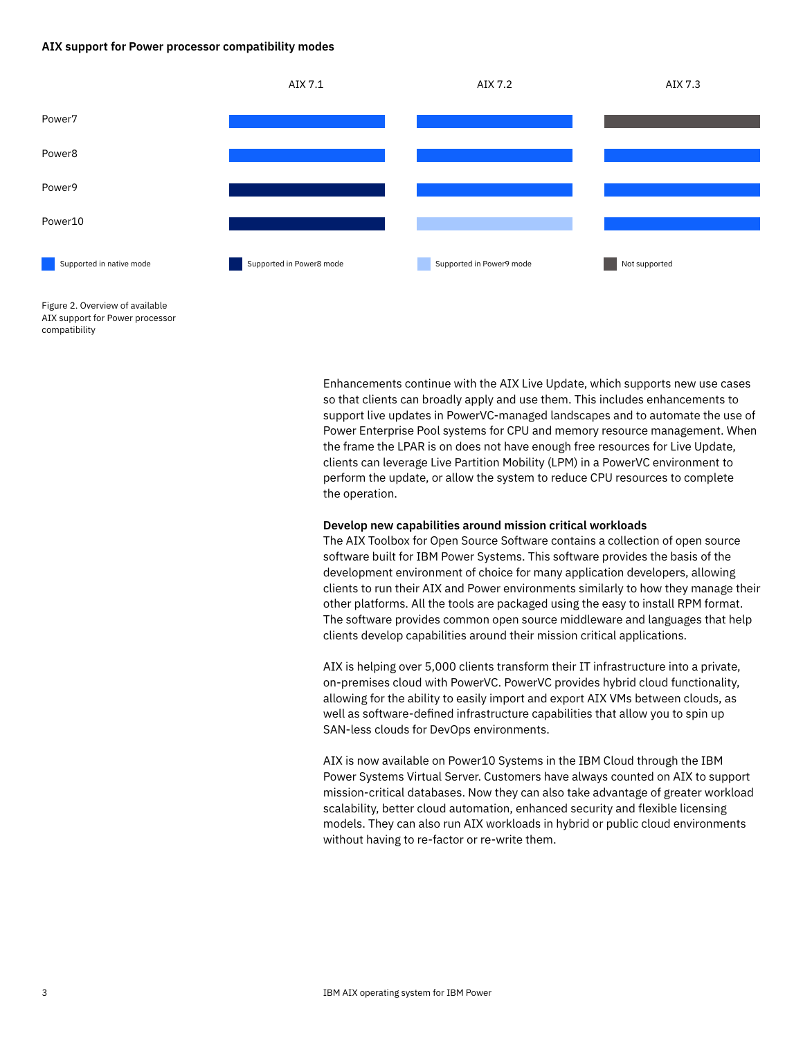**AIX support for Power processor compatibility modes**

| | AIX 7.1 | AIX 7.2 | AIX 7.3 |
|---|---|---|---|
| Power7 | Supported in native mode | Supported in native mode | Not supported |
| Power8 | Supported in native mode | Supported in native mode | Supported in native mode |
| Power9 | Supported in Power8 mode | Supported in native mode | Supported in native mode |
| Power10 | Supported in Power8 mode | Supported in Power9 mode | Supported in native mode |

Figure 2. Overview of available AIX support for Power processor compatibility

Enhancements continue with the AIX Live Update, which supports new use cases so that clients can broadly apply and use them. This includes enhancements to support live updates in PowerVC-managed landscapes and to automate the use of Power Enterprise Pool systems for CPU and memory resource management. When the frame the LPAR is on does not have enough free resources for Live Update, clients can leverage Live Partition Mobility (LPM) in a PowerVC environment to perform the update, or allow the system to reduce CPU resources to complete the operation.

**Develop new capabilities around mission critical workloads**

The AIX Toolbox for Open Source Software contains a collection of open source software built for IBM Power Systems. This software provides the basis of the development environment of choice for many application developers, allowing clients to run their AIX and Power environments similarly to how they manage their other platforms. All the tools are packaged using the easy to install RPM format. The software provides common open source middleware and languages that help clients develop capabilities around their mission critical applications.

AIX is helping over 5,000 clients transform their IT infrastructure into a private, on-premises cloud with PowerVC. PowerVC provides hybrid cloud functionality, allowing for the ability to easily import and export AIX VMs between clouds, as well as software-defined infrastructure capabilities that allow you to spin up SAN-less clouds for DevOps environments.

AIX is now available on Power10 Systems in the IBM Cloud through the IBM Power Systems Virtual Server. Customers have always counted on AIX to support mission-critical databases. Now they can also take advantage of greater workload scalability, better cloud automation, enhanced security and flexible licensing models. They can also run AIX workloads in hybrid or public cloud environments without having to re-factor or re-write them.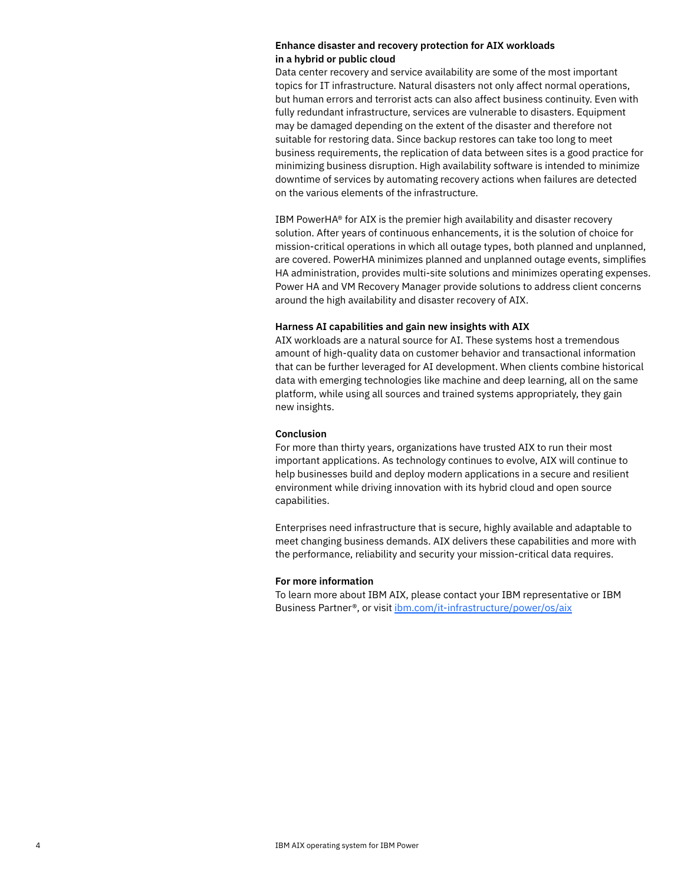### Enhance disaster and recovery protection for AIX workloads in a hybrid or public cloud

Data center recovery and service availability are some of the most important topics for IT infrastructure. Natural disasters not only affect normal operations, but human errors and terrorist acts can also affect business continuity. Even with fully redundant infrastructure, services are vulnerable to disasters. Equipment may be damaged depending on the extent of the disaster and therefore not suitable for restoring data. Since backup restores can take too long to meet business requirements, the replication of data between sites is a good practice for minimizing business disruption. High availability software is intended to minimize downtime of services by automating recovery actions when failures are detected on the various elements of the infrastructure.

IBM PowerHA® for AIX is the premier high availability and disaster recovery solution. After years of continuous enhancements, it is the solution of choice for mission-critical operations in which all outage types, both planned and unplanned, are covered. PowerHA minimizes planned and unplanned outage events, simplifies HA administration, provides multi-site solutions and minimizes operating expenses. Power HA and VM Recovery Manager provide solutions to address client concerns around the high availability and disaster recovery of AIX.

### Harness AI capabilities and gain new insights with AIX

AIX workloads are a natural source for AI. These systems host a tremendous amount of high-quality data on customer behavior and transactional information that can be further leveraged for AI development. When clients combine historical data with emerging technologies like machine and deep learning, all on the same platform, while using all sources and trained systems appropriately, they gain new insights.

### Conclusion

For more than thirty years, organizations have trusted AIX to run their most important applications. As technology continues to evolve, AIX will continue to help businesses build and deploy modern applications in a secure and resilient environment while driving innovation with its hybrid cloud and open source capabilities.

Enterprises need infrastructure that is secure, highly available and adaptable to meet changing business demands. AIX delivers these capabilities and more with the performance, reliability and security your mission-critical data requires.

### For more information

To learn more about IBM AIX, please contact your IBM representative or IBM Business Partner®, or visit [ibm.com/it-infrastructure/power/os/aix](https://ibm.com/it-infrastructure/power/os/aix)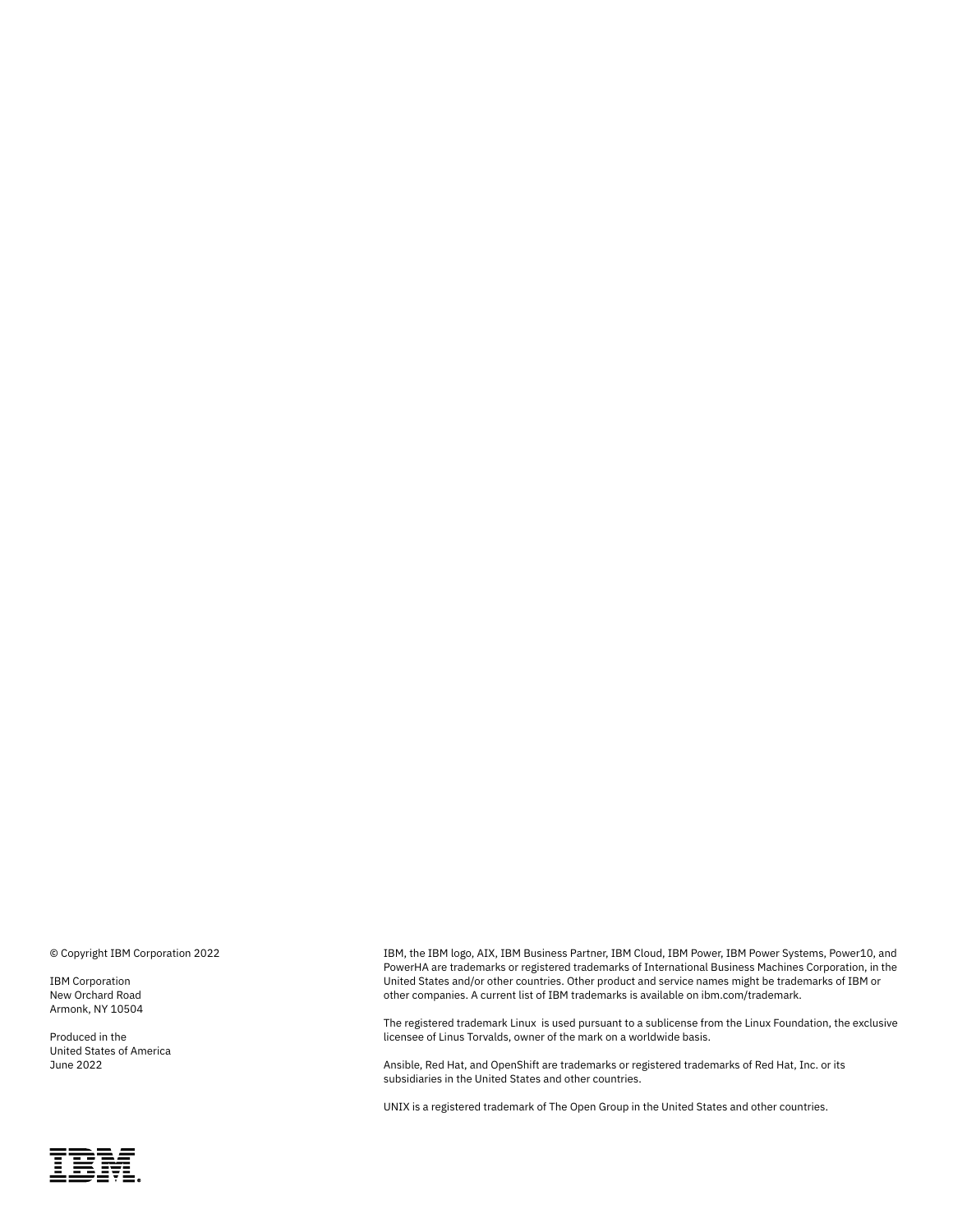© Copyright IBM Corporation 2022

IBM Corporation
New Orchard Road
Armonk, NY 10504

Produced in the
United States of America
June 2022

IBM, the IBM logo, AIX, IBM Business Partner, IBM Cloud, IBM Power, IBM Power Systems, Power10, and PowerHA are trademarks or registered trademarks of International Business Machines Corporation, in the United States and/or other countries. Other product and service names might be trademarks of IBM or other companies. A current list of IBM trademarks is available on ibm.com/trademark.

The registered trademark Linux is used pursuant to a sublicense from the Linux Foundation, the exclusive licensee of Linus Torvalds, owner of the mark on a worldwide basis.

Ansible, Red Hat, and OpenShift are trademarks or registered trademarks of Red Hat, Inc. or its subsidiaries in the United States and other countries.

UNIX is a registered trademark of The Open Group in the United States and other countries.